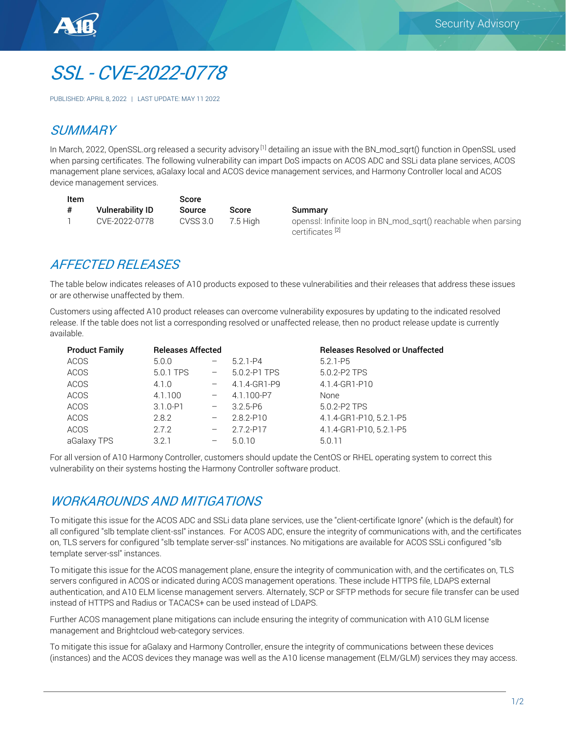# SSL - CVE-2022-0778

PUBLISHED: APRIL 8, 2022 | LAST UPDATE: MAY 11 2022

## SUMMARY

In March, 2022, OpenSSL.org released a security advisory [1] detailing an issue with the BN_mod_sqrt() function in OpenSSL used when parsing certificates. The following vulnerability can impart DoS impacts on ACOS ADC and SSLi data plane services, ACOS management plane services, aGalaxy local and ACOS device management services, and Harmony Controller local and ACOS device management services.

| Item # | Vulnerability ID | Score Source | Score | Summary |
|---|---|---|---|---|
| 1 | CVE-2022-0778 | CVSS 3.0 | 7.5 High | openssl: Infinite loop in BN_mod_sqrt() reachable when parsing certificates [2] |

## AFFECTED RELEASES

The table below indicates releases of A10 products exposed to these vulnerabilities and their releases that address these issues or are otherwise unaffected by them.

Customers using affected A10 product releases can overcome vulnerability exposures by updating to the indicated resolved release. If the table does not list a corresponding resolved or unaffected release, then no product release update is currently available.

| Product Family | Releases Affected | | | Releases Resolved or Unaffected |
|---|---|---|---|---|
| ACOS | 5.0.0 | – | 5.2.1-P4 | 5.2.1-P5 |
| ACOS | 5.0.1 TPS | – | 5.0.2-P1 TPS | 5.0.2-P2 TPS |
| ACOS | 4.1.0 | – | 4.1.4-GR1-P9 | 4.1.4-GR1-P10 |
| ACOS | 4.1.100 | – | 4.1.100-P7 | None |
| ACOS | 3.1.0-P1 | – | 3.2.5-P6 | 5.0.2-P2 TPS |
| ACOS | 2.8.2 | – | 2.8.2-P10 | 4.1.4-GR1-P10, 5.2.1-P5 |
| ACOS | 2.7.2 | – | 2.7.2-P17 | 4.1.4-GR1-P10, 5.2.1-P5 |
| aGalaxy TPS | 3.2.1 | – | 5.0.10 | 5.0.11 |

For all version of A10 Harmony Controller, customers should update the CentOS or RHEL operating system to correct this vulnerability on their systems hosting the Harmony Controller software product.

## WORKAROUNDS AND MITIGATIONS

To mitigate this issue for the ACOS ADC and SSLi data plane services, use the "client-certificate Ignore" (which is the default) for all configured "slb template client-ssl" instances. For ACOS ADC, ensure the integrity of communications with, and the certificates on, TLS servers for configured "slb template server-ssl" instances. No mitigations are available for ACOS SSLi configured "slb template server-ssl" instances.

To mitigate this issue for the ACOS management plane, ensure the integrity of communication with, and the certificates on, TLS servers configured in ACOS or indicated during ACOS management operations. These include HTTPS file, LDAPS external authentication, and A10 ELM license management servers. Alternately, SCP or SFTP methods for secure file transfer can be used instead of HTTPS and Radius or TACACS+ can be used instead of LDAPS.

Further ACOS management plane mitigations can include ensuring the integrity of communication with A10 GLM license management and Brightcloud web-category services.

To mitigate this issue for aGalaxy and Harmony Controller, ensure the integrity of communications between these devices (instances) and the ACOS devices they manage was well as the A10 license management (ELM/GLM) services they may access.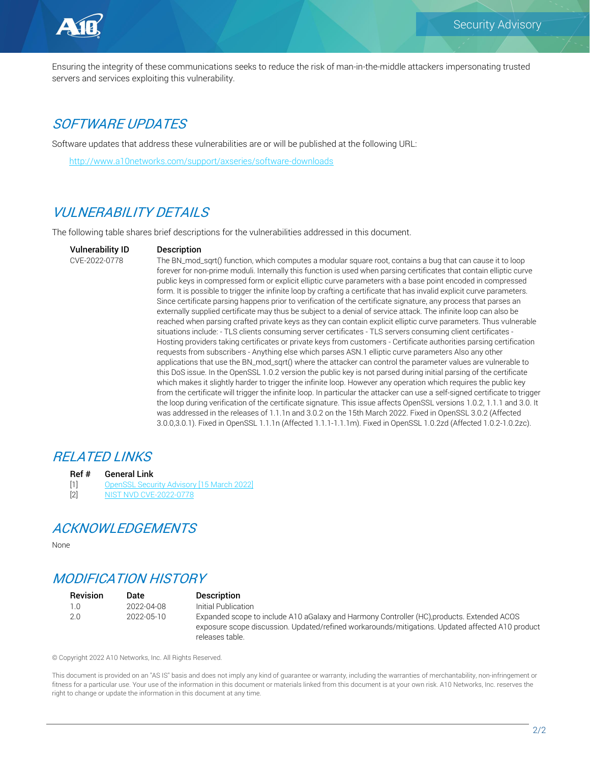Ensuring the integrity of these communications seeks to reduce the risk of man-in-the-middle attackers impersonating trusted servers and services exploiting this vulnerability.

## *SOFTWARE UPDATES*

Software updates that address these vulnerabilities are or will be published at the following URL:

[http://www.a10networks.com/support/axseries/software-downloads](http://www.a10networks.com/support/axseries/software-downloads)

## *VULNERABILITY DETAILS*

The following table shares brief descriptions for the vulnerabilities addressed in this document.

| Vulnerability ID | Description |
|---|---|
| CVE-2022-0778 | The BN_mod_sqrt() function, which computes a modular square root, contains a bug that can cause it to loop forever for non-prime moduli. Internally this function is used when parsing certificates that contain elliptic curve public keys in compressed form or explicit elliptic curve parameters with a base point encoded in compressed form. It is possible to trigger the infinite loop by crafting a certificate that has invalid explicit curve parameters. Since certificate parsing happens prior to verification of the certificate signature, any process that parses an externally supplied certificate may thus be subject to a denial of service attack. The infinite loop can also be reached when parsing crafted private keys as they can contain explicit elliptic curve parameters. Thus vulnerable situations include: - TLS clients consuming server certificates - TLS servers consuming client certificates - Hosting providers taking certificates or private keys from customers - Certificate authorities parsing certification requests from subscribers - Anything else which parses ASN.1 elliptic curve parameters Also any other applications that use the BN_mod_sqrt() where the attacker can control the parameter values are vulnerable to this DoS issue. In the OpenSSL 1.0.2 version the public key is not parsed during initial parsing of the certificate which makes it slightly harder to trigger the infinite loop. However any operation which requires the public key from the certificate will trigger the infinite loop. In particular the attacker can use a self-signed certificate to trigger the loop during verification of the certificate signature. This issue affects OpenSSL versions 1.0.2, 1.1.1 and 3.0. It was addressed in the releases of 1.1.1n and 3.0.2 on the 15th March 2022. Fixed in OpenSSL 3.0.2 (Affected 3.0.0,3.0.1). Fixed in OpenSSL 1.1.1n (Affected 1.1.1-1.1.1m). Fixed in OpenSSL 1.0.2zd (Affected 1.0.2-1.0.2zc). |

## *RELATED LINKS*

| Ref # | General Link |
|---|---|
| [1] | OpenSSL Security Advisory [15 March 2022] |
| [2] | NIST NVD CVE-2022-0778 |

## *ACKNOWLEDGEMENTS*

None

## *MODIFICATION HISTORY*

| Revision | Date | Description |
|---|---|---|
| 1.0 | 2022-04-08 | Initial Publication |
| 2.0 | 2022-05-10 | Expanded scope to include A10 aGalaxy and Harmony Controller (HC),products. Extended ACOS exposure scope discussion. Updated/refined workarounds/mitigations. Updated affected A10 product releases table. |

© Copyright 2022 A10 Networks, Inc. All Rights Reserved.

This document is provided on an "AS IS" basis and does not imply any kind of guarantee or warranty, including the warranties of merchantability, non-infringement or fitness for a particular use. Your use of the information in this document or materials linked from this document is at your own risk. A10 Networks, Inc. reserves the right to change or update the information in this document at any time.